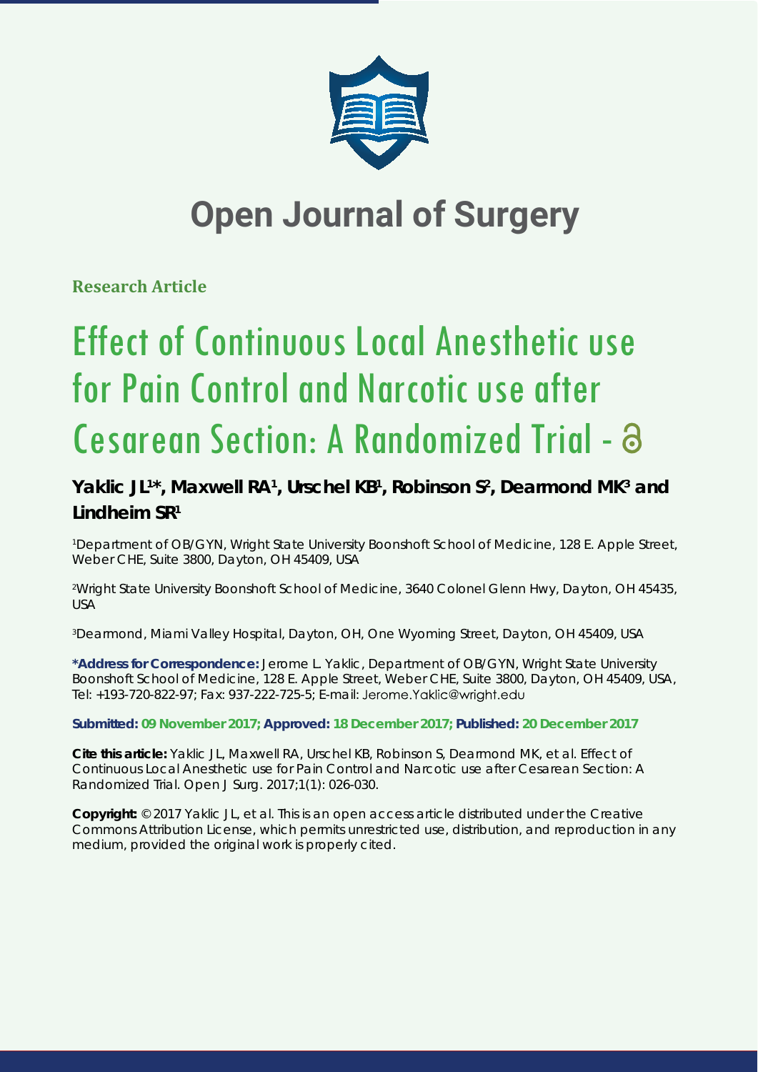# Open Journal of Surgery

**Research Article**

# Effect of Continuous Local Anesthetic use for Pain Control and Narcotic use after Cesarean Section: A Randomized Trial -

**Yaklic JL[1]*, Maxwell RA[1], Urschel KB[1], Robinson S[2], Dearmond MK[3] and Lindheim SR[1]**

[1]Department of OB/GYN, Wright State University Boonshoft School of Medicine, 128 E. Apple Street, Weber CHE, Suite 3800, Dayton, OH 45409, USA

[2]Wright State University Boonshoft School of Medicine, 3640 Colonel Glenn Hwy, Dayton, OH 45435, USA

[3]Dearmond, Miami Valley Hospital, Dayton, OH, One Wyoming Street, Dayton, OH 45409, USA

**\*Address for Correspondence:** Jerome L. Yaklic, Department of OB/GYN, Wright State University Boonshoft School of Medicine, 128 E. Apple Street, Weber CHE, Suite 3800, Dayton, OH 45409, USA, Tel: +193-720-822-97; Fax: 937-222-725-5; E-mail: Jerome.Yaklic@wright.edu

**Submitted: 09 November 2017; Approved: 18 December 2017; Published: 20 December 2017**

**Cite this article:** Yaklic JL, Maxwell RA, Urschel KB, Robinson S, Dearmond MK, et al. Effect of Continuous Local Anesthetic use for Pain Control and Narcotic use after Cesarean Section: A Randomized Trial. Open J Surg. 2017;1(1): 026-030.

**Copyright:** © 2017 Yaklic JL, et al. This is an open access article distributed under the Creative Commons Attribution License, which permits unrestricted use, distribution, and reproduction in any medium, provided the original work is properly cited.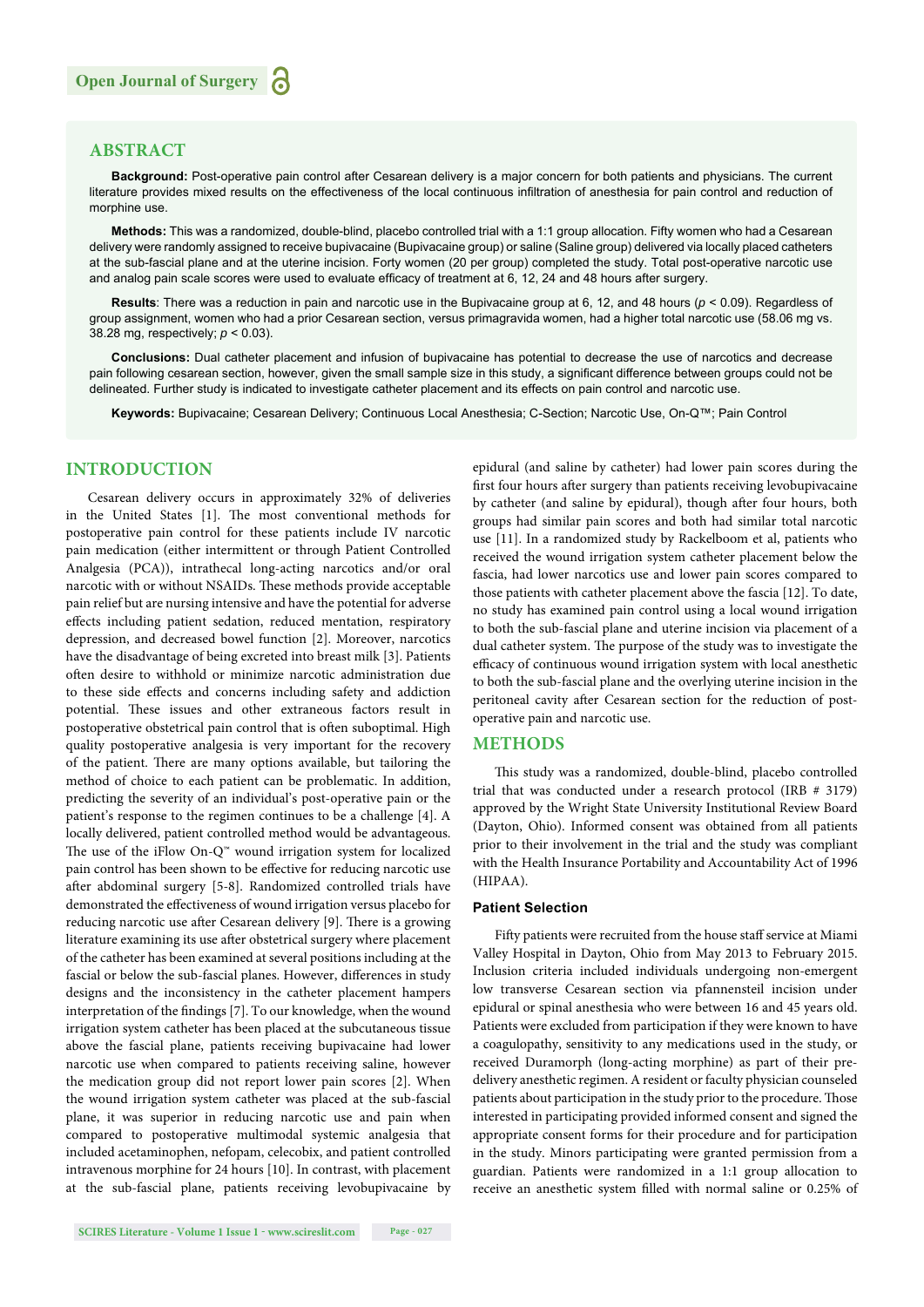## ABSTRACT

**Background:** Post-operative pain control after Cesarean delivery is a major concern for both patients and physicians. The current literature provides mixed results on the effectiveness of the local continuous infiltration of anesthesia for pain control and reduction of morphine use.

**Methods:** This was a randomized, double-blind, placebo controlled trial with a 1:1 group allocation. Fifty women who had a Cesarean delivery were randomly assigned to receive bupivacaine (Bupivacaine group) or saline (Saline group) delivered via locally placed catheters at the sub-fascial plane and at the uterine incision. Forty women (20 per group) completed the study. Total post-operative narcotic use and analog pain scale scores were used to evaluate efficacy of treatment at 6, 12, 24 and 48 hours after surgery.

**Results**: There was a reduction in pain and narcotic use in the Bupivacaine group at 6, 12, and 48 hours ($p < 0.09$). Regardless of group assignment, women who had a prior Cesarean section, versus primagravida women, had a higher total narcotic use (58.06 mg vs. 38.28 mg, respectively; $p < 0.03$).

**Conclusions:** Dual catheter placement and infusion of bupivacaine has potential to decrease the use of narcotics and decrease pain following cesarean section, however, given the small sample size in this study, a significant difference between groups could not be delineated. Further study is indicated to investigate catheter placement and its effects on pain control and narcotic use.

**Keywords:** Bupivacaine; Cesarean Delivery; Continuous Local Anesthesia; C-Section; Narcotic Use, On-Q™; Pain Control

## INTRODUCTION

Cesarean delivery occurs in approximately 32% of deliveries in the United States [1]. The most conventional methods for postoperative pain control for these patients include IV narcotic pain medication (either intermittent or through Patient Controlled Analgesia (PCA)), intrathecal long-acting narcotics and/or oral narcotic with or without NSAIDs. These methods provide acceptable pain relief but are nursing intensive and have the potential for adverse effects including patient sedation, reduced mentation, respiratory depression, and decreased bowel function [2]. Moreover, narcotics have the disadvantage of being excreted into breast milk [3]. Patients often desire to withhold or minimize narcotic administration due to these side effects and concerns including safety and addiction potential. These issues and other extraneous factors result in postoperative obstetrical pain control that is often suboptimal. High quality postoperative analgesia is very important for the recovery of the patient. There are many options available, but tailoring the method of choice to each patient can be problematic. In addition, predicting the severity of an individual's post-operative pain or the patient's response to the regimen continues to be a challenge [4]. A locally delivered, patient controlled method would be advantageous. The use of the iFlow On-Q™ wound irrigation system for localized pain control has been shown to be effective for reducing narcotic use after abdominal surgery [5-8]. Randomized controlled trials have demonstrated the effectiveness of wound irrigation versus placebo for reducing narcotic use after Cesarean delivery [9]. There is a growing literature examining its use after obstetrical surgery where placement of the catheter has been examined at several positions including at the fascial or below the sub-fascial planes. However, differences in study designs and the inconsistency in the catheter placement hampers interpretation of the findings [7]. To our knowledge, when the wound irrigation system catheter has been placed at the subcutaneous tissue above the fascial plane, patients receiving bupivacaine had lower narcotic use when compared to patients receiving saline, however the medication group did not report lower pain scores [2]. When the wound irrigation system catheter was placed at the sub-fascial plane, it was superior in reducing narcotic use and pain when compared to postoperative multimodal systemic analgesia that included acetaminophen, nefopam, celecobix, and patient controlled intravenous morphine for 24 hours [10]. In contrast, with placement at the sub-fascial plane, patients receiving levobupivacaine by epidural (and saline by catheter) had lower pain scores during the first four hours after surgery than patients receiving levobupivacaine by catheter (and saline by epidural), though after four hours, both groups had similar pain scores and both had similar total narcotic use [11]. In a randomized study by Rackelboom et al, patients who received the wound irrigation system catheter placement below the fascia, had lower narcotics use and lower pain scores compared to those patients with catheter placement above the fascia [12]. To date, no study has examined pain control using a local wound irrigation to both the sub-fascial plane and uterine incision via placement of a dual catheter system. The purpose of the study was to investigate the efficacy of continuous wound irrigation system with local anesthetic to both the sub-fascial plane and the overlying uterine incision in the peritoneal cavity after Cesarean section for the reduction of post-operative pain and narcotic use.

## METHODS

This study was a randomized, double-blind, placebo controlled trial that was conducted under a research protocol (IRB # 3179) approved by the Wright State University Institutional Review Board (Dayton, Ohio). Informed consent was obtained from all patients prior to their involvement in the trial and the study was compliant with the Health Insurance Portability and Accountability Act of 1996 (HIPAA).

### Patient Selection

Fifty patients were recruited from the house staff service at Miami Valley Hospital in Dayton, Ohio from May 2013 to February 2015. Inclusion criteria included individuals undergoing non-emergent low transverse Cesarean section via pfannensteil incision under epidural or spinal anesthesia who were between 16 and 45 years old. Patients were excluded from participation if they were known to have a coagulopathy, sensitivity to any medications used in the study, or received Duramorph (long-acting morphine) as part of their pre-delivery anesthetic regimen. A resident or faculty physician counseled patients about participation in the study prior to the procedure. Those interested in participating provided informed consent and signed the appropriate consent forms for their procedure and for participation in the study. Minors participating were granted permission from a guardian. Patients were randomized in a 1:1 group allocation to receive an anesthetic system filled with normal saline or 0.25% of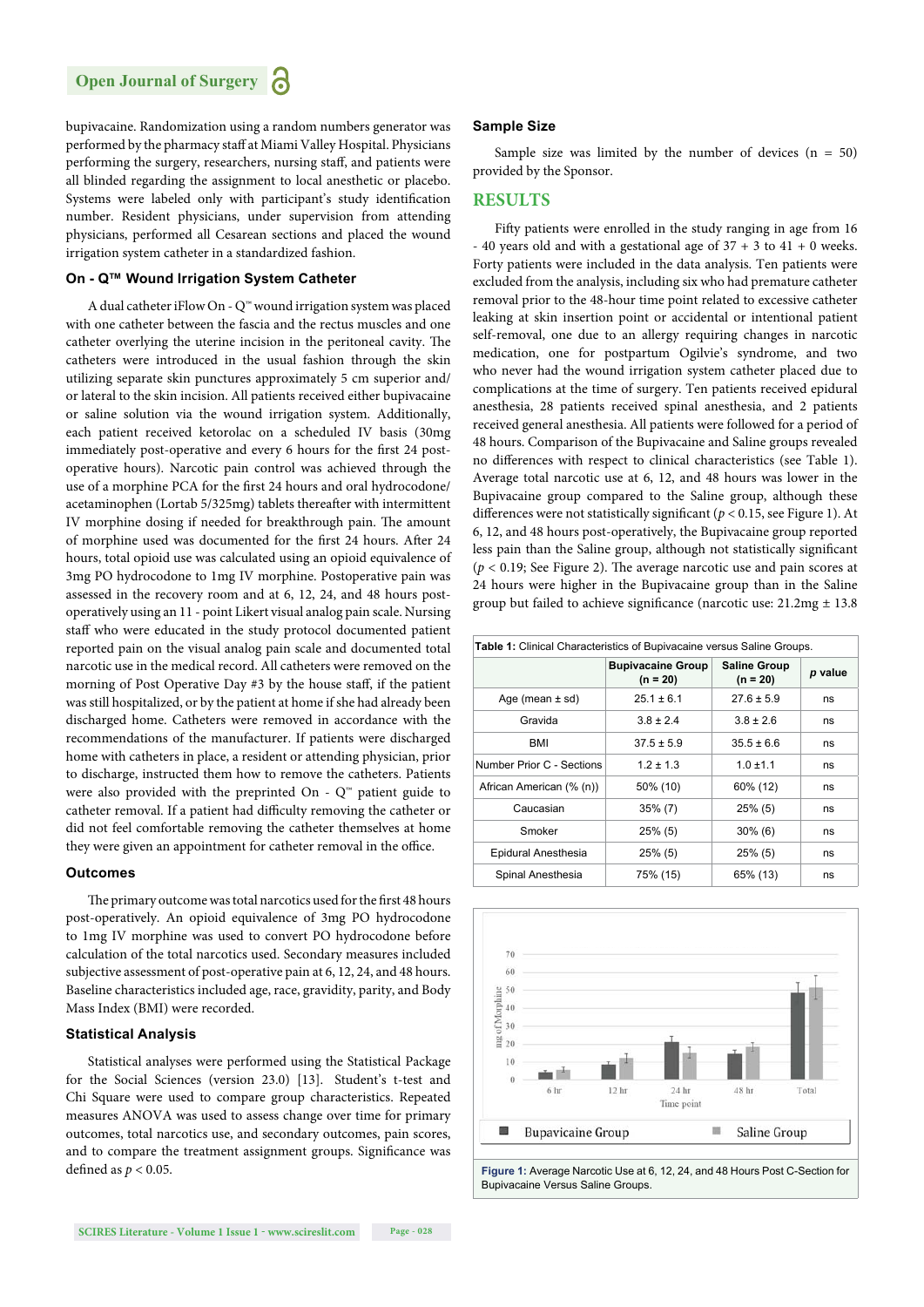bupivacaine. Randomization using a random numbers generator was performed by the pharmacy staff at Miami Valley Hospital. Physicians performing the surgery, researchers, nursing staff, and patients were all blinded regarding the assignment to local anesthetic or placebo. Systems were labeled only with participant's study identification number. Resident physicians, under supervision from attending physicians, performed all Cesarean sections and placed the wound irrigation system catheter in a standardized fashion.

### On - Q™ Wound Irrigation System Catheter

A dual catheter iFlow On - Q™ wound irrigation system was placed with one catheter between the fascia and the rectus muscles and one catheter overlying the uterine incision in the peritoneal cavity. The catheters were introduced in the usual fashion through the skin utilizing separate skin punctures approximately 5 cm superior and/or lateral to the skin incision. All patients received either bupivacaine or saline solution via the wound irrigation system. Additionally, each patient received ketorolac on a scheduled IV basis (30mg immediately post-operative and every 6 hours for the first 24 post-operative hours). Narcotic pain control was achieved through the use of a morphine PCA for the first 24 hours and oral hydrocodone/acetaminophen (Lortab 5/325mg) tablets thereafter with intermittent IV morphine dosing if needed for breakthrough pain. The amount of morphine used was documented for the first 24 hours. After 24 hours, total opioid use was calculated using an opioid equivalence of 3mg PO hydrocodone to 1mg IV morphine. Postoperative pain was assessed in the recovery room and at 6, 12, 24, and 48 hours post-operatively using an 11 - point Likert visual analog pain scale. Nursing staff who were educated in the study protocol documented patient reported pain on the visual analog pain scale and documented total narcotic use in the medical record. All catheters were removed on the morning of Post Operative Day #3 by the house staff, if the patient was still hospitalized, or by the patient at home if she had already been discharged home. Catheters were removed in accordance with the recommendations of the manufacturer. If patients were discharged home with catheters in place, a resident or attending physician, prior to discharge, instructed them how to remove the catheters. Patients were also provided with the preprinted On - Q™ patient guide to catheter removal. If a patient had difficulty removing the catheter or did not feel comfortable removing the catheter themselves at home they were given an appointment for catheter removal in the office.

### Outcomes

The primary outcome was total narcotics used for the first 48 hours post-operatively. An opioid equivalence of 3mg PO hydrocodone to 1mg IV morphine was used to convert PO hydrocodone before calculation of the total narcotics used. Secondary measures included subjective assessment of post-operative pain at 6, 12, 24, and 48 hours. Baseline characteristics included age, race, gravidity, parity, and Body Mass Index (BMI) were recorded.

### Statistical Analysis

Statistical analyses were performed using the Statistical Package for the Social Sciences (version 23.0) [13]. Student's t-test and Chi Square were used to compare group characteristics. Repeated measures ANOVA was used to assess change over time for primary outcomes, total narcotics use, and secondary outcomes, pain scores, and to compare the treatment assignment groups. Significance was defined as $p < 0.05$.

### Sample Size

Sample size was limited by the number of devices (n = 50) provided by the Sponsor.

## RESULTS

Fifty patients were enrolled in the study ranging in age from 16 - 40 years old and with a gestational age of 37 + 3 to 41 + 0 weeks. Forty patients were included in the data analysis. Ten patients were excluded from the analysis, including six who had premature catheter removal prior to the 48-hour time point related to excessive catheter leaking at skin insertion point or accidental or intentional patient self-removal, one due to an allergy requiring changes in narcotic medication, one for postpartum Ogilvie's syndrome, and two who never had the wound irrigation system catheter placed due to complications at the time of surgery. Ten patients received epidural anesthesia, 28 patients received spinal anesthesia, and 2 patients received general anesthesia. All patients were followed for a period of 48 hours. Comparison of the Bupivacaine and Saline groups revealed no differences with respect to clinical characteristics (see Table 1). Average total narcotic use at 6, 12, and 48 hours was lower in the Bupivacaine group compared to the Saline group, although these differences were not statistically significant ($p < 0.15$, see Figure 1). At 6, 12, and 48 hours post-operatively, the Bupivacaine group reported less pain than the Saline group, although not statistically significant ($p < 0.19$; See Figure 2). The average narcotic use and pain scores at 24 hours were higher in the Bupivacaine group than in the Saline group but failed to achieve significance (narcotic use: 21.2mg ± 13.8

**Table 1:** Clinical Characteristics of Bupivacaine versus Saline Groups.

| | Bupivacaine Group (n = 20) | Saline Group (n = 20) | *p* value |
|---|---|---|---|
| Age (mean ± sd) | 25.1 ± 6.1 | 27.6 ± 5.9 | ns |
| Gravida | 3.8 ± 2.4 | 3.8 ± 2.6 | ns |
| BMI | 37.5 ± 5.9 | 35.5 ± 6.6 | ns |
| Number Prior C - Sections | 1.2 ± 1.3 | 1.0 ±1.1 | ns |
| African American (% (n)) | 50% (10) | 60% (12) | ns |
| Caucasian | 35% (7) | 25% (5) | ns |
| Smoker | 25% (5) | 30% (6) | ns |
| Epidural Anesthesia | 25% (5) | 25% (5) | ns |
| Spinal Anesthesia | 75% (15) | 65% (13) | ns |

**Figure 1:** Average Narcotic Use at 6, 12, 24, and 48 Hours Post C-Section for Bupivacaine Versus Saline Groups.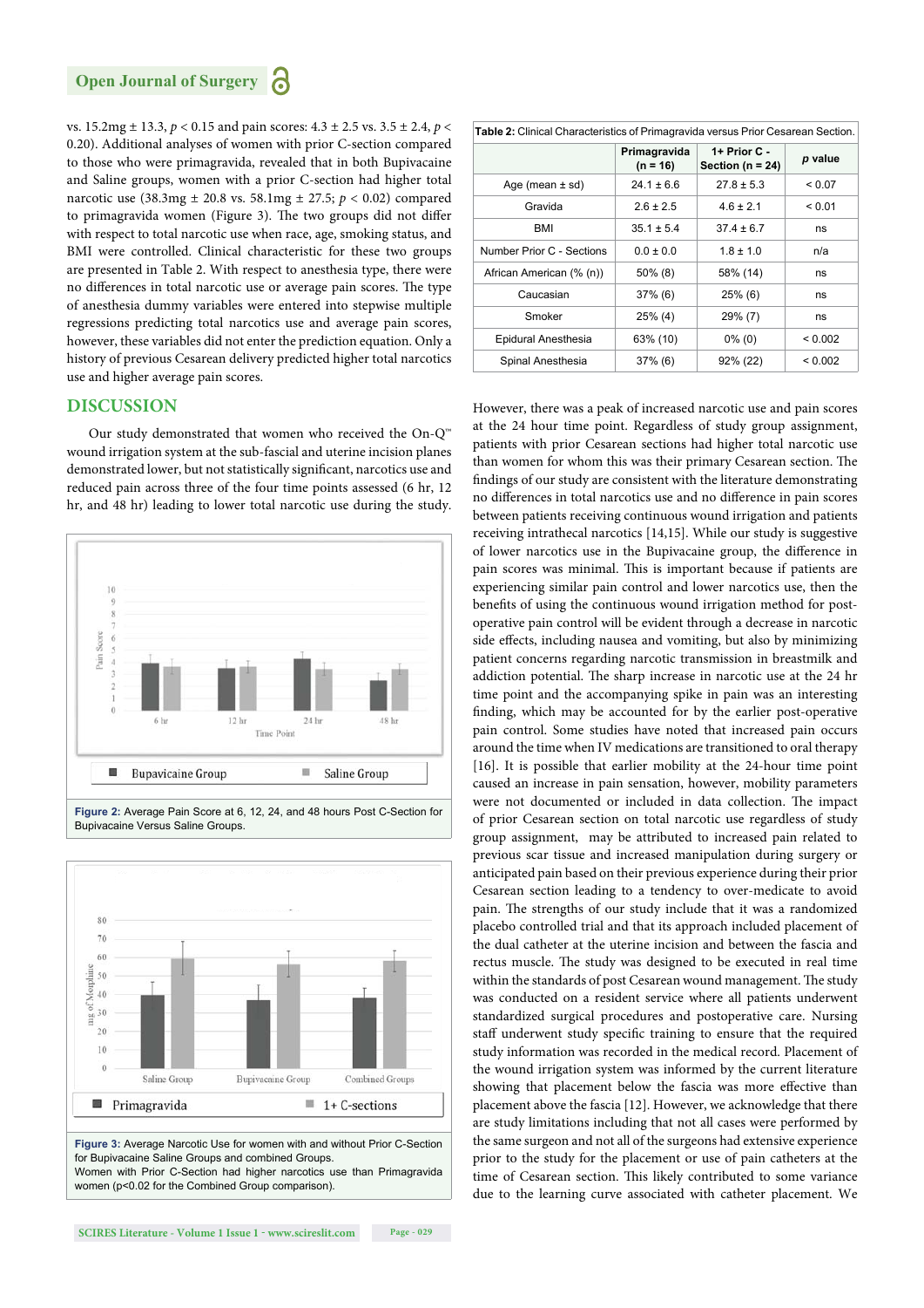vs. 15.2mg ± 13.3, $p < 0.15$ and pain scores: 4.3 ± 2.5 vs. 3.5 ± 2.4, $p < 0.20$). Additional analyses of women with prior C-section compared to those who were primagravida, revealed that in both Bupivacaine and Saline groups, women with a prior C-section had higher total narcotic use (38.3mg ± 20.8 vs. 58.1mg ± 27.5; $p < 0.02$) compared to primagravida women (Figure 3). The two groups did not differ with respect to total narcotic use when race, age, smoking status, and BMI were controlled. Clinical characteristic for these two groups are presented in Table 2. With respect to anesthesia type, there were no differences in total narcotic use or average pain scores. The type of anesthesia dummy variables were entered into stepwise multiple regressions predicting total narcotics use and average pain scores, however, these variables did not enter the prediction equation. Only a history of previous Cesarean delivery predicted higher total narcotics use and higher average pain scores.

**Table 2:** Clinical Characteristics of Primagravida versus Prior Cesarean Section.

| | Primagravida (n = 16) | 1+ Prior C - Section (n = 24) | *p* value |
|---|---|---|---|
| Age (mean ± sd) | 24.1 ± 6.6 | 27.8 ± 5.3 | < 0.07 |
| Gravida | 2.6 ± 2.5 | 4.6 ± 2.1 | < 0.01 |
| BMI | 35.1 ± 5.4 | 37.4 ± 6.7 | ns |
| Number Prior C - Sections | 0.0 ± 0.0 | 1.8 ± 1.0 | n/a |
| African American (% (n)) | 50% (8) | 58% (14) | ns |
| Caucasian | 37% (6) | 25% (6) | ns |
| Smoker | 25% (4) | 29% (7) | ns |
| Epidural Anesthesia | 63% (10) | 0% (0) | < 0.002 |
| Spinal Anesthesia | 37% (6) | 92% (22) | < 0.002 |

## DISCUSSION

Our study demonstrated that women who received the On-Q™ wound irrigation system at the sub-fascial and uterine incision planes demonstrated lower, but not statistically significant, narcotics use and reduced pain across three of the four time points assessed (6 hr, 12 hr, and 48 hr) leading to lower total narcotic use during the study.

**Figure 2:** Average Pain Score at 6, 12, 24, and 48 hours Post C-Section for Bupivacaine Versus Saline Groups.

**Figure 3:** Average Narcotic Use for women with and without Prior C-Section for Bupivacaine Saline Groups and combined Groups.
Women with Prior C-Section had higher narcotics use than Primagravida women (p<0.02 for the Combined Group comparison).

However, there was a peak of increased narcotic use and pain scores at the 24 hour time point. Regardless of study group assignment, patients with prior Cesarean sections had higher total narcotic use than women for whom this was their primary Cesarean section. The findings of our study are consistent with the literature demonstrating no differences in total narcotics use and no difference in pain scores between patients receiving continuous wound irrigation and patients receiving intrathecal narcotics [14,15]. While our study is suggestive of lower narcotics use in the Bupivacaine group, the difference in pain scores was minimal. This is important because if patients are experiencing similar pain control and lower narcotics use, then the benefits of using the continuous wound irrigation method for post-operative pain control will be evident through a decrease in narcotic side effects, including nausea and vomiting, but also by minimizing patient concerns regarding narcotic transmission in breastmilk and addiction potential. The sharp increase in narcotic use at the 24 hr time point and the accompanying spike in pain was an interesting finding, which may be accounted for by the earlier post-operative pain control. Some studies have noted that increased pain occurs around the time when IV medications are transitioned to oral therapy [16]. It is possible that earlier mobility at the 24-hour time point caused an increase in pain sensation, however, mobility parameters were not documented or included in data collection. The impact of prior Cesarean section on total narcotic use regardless of study group assignment, may be attributed to increased pain related to previous scar tissue and increased manipulation during surgery or anticipated pain based on their previous experience during their prior Cesarean section leading to a tendency to over-medicate to avoid pain. The strengths of our study include that it was a randomized placebo controlled trial and that its approach included placement of the dual catheter at the uterine incision and between the fascia and rectus muscle. The study was designed to be executed in real time within the standards of post Cesarean wound management. The study was conducted on a resident service where all patients underwent standardized surgical procedures and postoperative care. Nursing staff underwent study specific training to ensure that the required study information was recorded in the medical record. Placement of the wound irrigation system was informed by the current literature showing that placement below the fascia was more effective than placement above the fascia [12]. However, we acknowledge that there are study limitations including that not all cases were performed by the same surgeon and not all of the surgeons had extensive experience prior to the study for the placement or use of pain catheters at the time of Cesarean section. This likely contributed to some variance due to the learning curve associated with catheter placement. We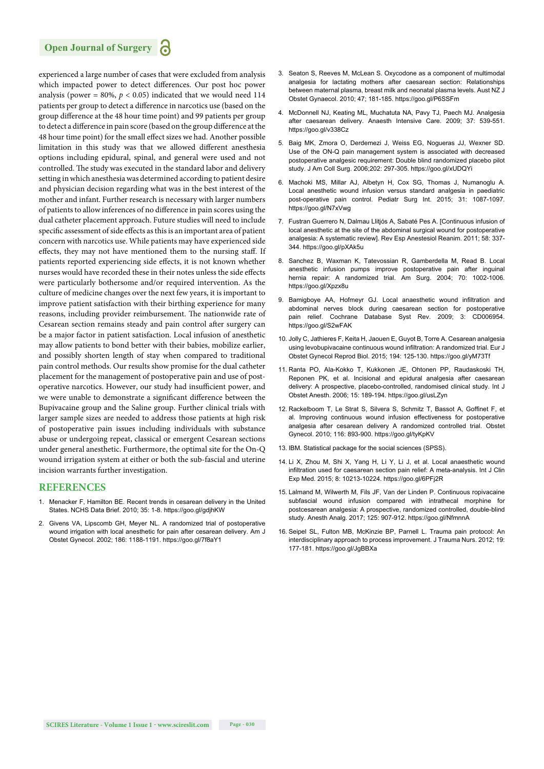experienced a large number of cases that were excluded from analysis which impacted power to detect differences. Our post hoc power analysis (power = 80%, $p < 0.05$) indicated that we would need 114 patients per group to detect a difference in narcotics use (based on the group difference at the 48 hour time point) and 99 patients per group to detect a difference in pain score (based on the group difference at the 48 hour time point) for the small effect sizes we had. Another possible limitation in this study was that we allowed different anesthesia options including epidural, spinal, and general were used and not controlled. The study was executed in the standard labor and delivery setting in which anesthesia was determined according to patient desire and physician decision regarding what was in the best interest of the mother and infant. Further research is necessary with larger numbers of patients to allow inferences of no difference in pain scores using the dual catheter placement approach. Future studies will need to include specific assessment of side effects as this is an important area of patient concern with narcotics use. While patients may have experienced side effects, they may not have mentioned them to the nursing staff. If patients reported experiencing side effects, it is not known whether nurses would have recorded these in their notes unless the side effects were particularly bothersome and/or required intervention. As the culture of medicine changes over the next few years, it is important to improve patient satisfaction with their birthing experience for many reasons, including provider reimbursement. The nationwide rate of Cesarean section remains steady and pain control after surgery can be a major factor in patient satisfaction. Local infusion of anesthetic may allow patients to bond better with their babies, mobilize earlier, and possibly shorten length of stay when compared to traditional pain control methods. Our results show promise for the dual catheter placement for the management of postoperative pain and use of post-operative narcotics. However, our study had insufficient power, and we were unable to demonstrate a significant difference between the Bupivacaine group and the Saline group. Further clinical trials with larger sample sizes are needed to address those patients at high risk of postoperative pain issues including individuals with substance abuse or undergoing repeat, classical or emergent Cesarean sections under general anesthetic. Furthermore, the optimal site for the On-Q wound irrigation system at either or both the sub-fascial and uterine incision warrants further investigation.

## REFERENCES

1. Menacker F, Hamilton BE. Recent trends in cesarean delivery in the United States. NCHS Data Brief. 2010; 35: 1-8. https://goo.gl/gdjhKW
2. Givens VA, Lipscomb GH, Meyer NL. A randomized trial of postoperative wound irrigation with local anesthetic for pain after cesarean delivery. Am J Obstet Gynecol. 2002; 186: 1188-1191. https://goo.gl/7f8aY1
3. Seaton S, Reeves M, McLean S. Oxycodone as a component of multimodal analgesia for lactating mothers after caesarean section: Relationships between maternal plasma, breast milk and neonatal plasma levels. Aust NZ J Obstet Gynaecol. 2010; 47; 181-185. https://goo.gl/P6SSFm
4. McDonnell NJ, Keating ML, Muchatuta NA, Pavy TJ, Paech MJ. Analgesia after caesarean delivery. Anaesth Intensive Care. 2009; 37: 539-551. https://goo.gl/v338Cz
5. Baig MK, Zmora O, Derdemezi J, Weiss EG, Nogueras JJ, Wexner SD. Use of the ON-Q pain management system is associated with decreased postoperative analgesic requirement: Double blind randomized placebo pilot study. J Am Coll Surg. 2006;202: 297-305. https://goo.gl/xUDQYi
6. Machoki MS, Millar AJ, Albetyn H, Cox SG, Thomas J, Numanoglu A. Local anesthetic wound infusion versus standard analgesia in paediatric post-operative pain control. Pediatr Surg Int. 2015; 31: 1087-1097. https://goo.gl/N7xVwg
7. Fustran Guerrero N, Dalmau Llitjós A, Sabaté Pes A. [Continuous infusion of local anesthetic at the site of the abdominal surgical wound for postoperative analgesia: A systematic review]. Rev Esp Anestesiol Reanim. 2011; 58: 337-344. https://goo.gl/pXAk5u
8. Sanchez B, Waxman K, Tatevossian R, Gamberdella M, Read B. Local anesthetic infusion pumps improve postoperative pain after inguinal hernia repair: A randomized trial. Am Surg. 2004; 70: 1002-1006. https://goo.gl/Xpzx8u
9. Bamigboye AA, Hofmeyr GJ. Local anaesthetic wound infiltration and abdominal nerves block during caesarean section for postoperative pain relief. Cochrane Database Syst Rev. 2009; 3: CD006954. https://goo.gl/S2wFAK
10. Jolly C, Jathieres F, Keita H, Jaouen E, Guyot B, Torre A. Cesarean analgesia using levobupivacaine continuous wound infiltration: A randomized trial. Eur J Obstet Gynecol Reprod Biol. 2015; 194: 125-130. https://goo.gl/yM73Tf
11. Ranta PO, Ala-Kokko T, Kukkonen JE, Ohtonen PP, Raudaskoski TH, Reponen PK, et al. Incisional and epidural analgesia after caesarean delivery: A prospective, placebo-controlled, randomised clinical study. Int J Obstet Anesth. 2006; 15: 189-194. https://goo.gl/usLZyn
12. Rackelboom T, Le Strat S, Silvera S, Schmitz T, Bassot A, Goffinet F, et al. Improving continuous wound infusion effectiveness for postoperative analgesia after cesarean delivery A randomized controlled trial. Obstet Gynecol. 2010; 116: 893-900. https://goo.gl/tyKpKV
13. IBM. Statistical package for the social sciences (SPSS).
14. Li X, Zhou M, Shi X, Yang H, Li Y, Li J, et al. Local anaesthetic wound infiltration used for caesarean section pain relief: A meta-analysis. Int J Clin Exp Med. 2015; 8: 10213-10224. https://goo.gl/6PFj2R
15. Lalmand M, Wilwerth M, Fils JF, Van der Linden P. Continuous ropivacaine subfascial wound infusion compared with intrathecal morphine for postcesarean analgesia: A prospective, randomized controlled, double-blind study. Anesth Analg. 2017; 125: 907-912. https://goo.gl/NfmnnA
16. Seipel SL, Fulton MB, McKinzie BP, Parnell L. Trauma pain protocol: An interdisciplinary approach to process improvement. J Trauma Nurs. 2012; 19: 177-181. https://goo.gl/JgBBXa